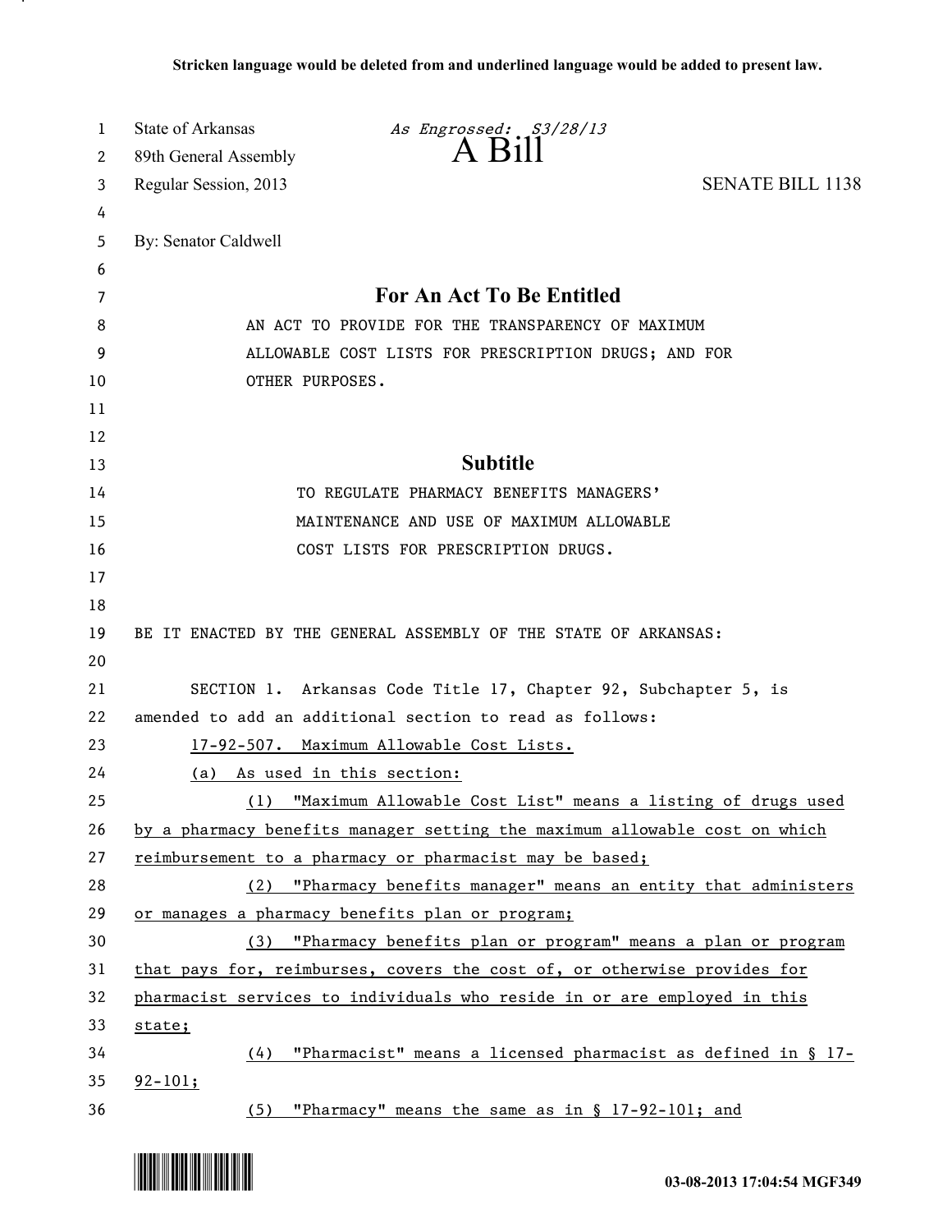Stricken language would be deleted from and underlined language would be added to present law.

State of Arkansas *As Engrossed: S3/28/13*
89th General Assembly

# A Bill

Regular Session, 2013 SENATE BILL 1138

By: Senator Caldwell

## For An Act To Be Entitled

AN ACT TO PROVIDE FOR THE TRANSPARENCY OF MAXIMUM ALLOWABLE COST LISTS FOR PRESCRIPTION DRUGS; AND FOR OTHER PURPOSES.

## Subtitle

TO REGULATE PHARMACY BENEFITS MANAGERS' MAINTENANCE AND USE OF MAXIMUM ALLOWABLE COST LISTS FOR PRESCRIPTION DRUGS.

BE IT ENACTED BY THE GENERAL ASSEMBLY OF THE STATE OF ARKANSAS:

SECTION 1. Arkansas Code Title 17, Chapter 92, Subchapter 5, is amended to add an additional section to read as follows:

17-92-507. Maximum Allowable Cost Lists.

(a) As used in this section:

(1) "Maximum Allowable Cost List" means a listing of drugs used by a pharmacy benefits manager setting the maximum allowable cost on which reimbursement to a pharmacy or pharmacist may be based;

(2) "Pharmacy benefits manager" means an entity that administers or manages a pharmacy benefits plan or program;

(3) "Pharmacy benefits plan or program" means a plan or program that pays for, reimburses, covers the cost of, or otherwise provides for pharmacist services to individuals who reside in or are employed in this state;

(4) "Pharmacist" means a licensed pharmacist as defined in § 17-92-101;

(5) "Pharmacy" means the same as in § 17-92-101; and

03-08-2013 17:04:54 MGF349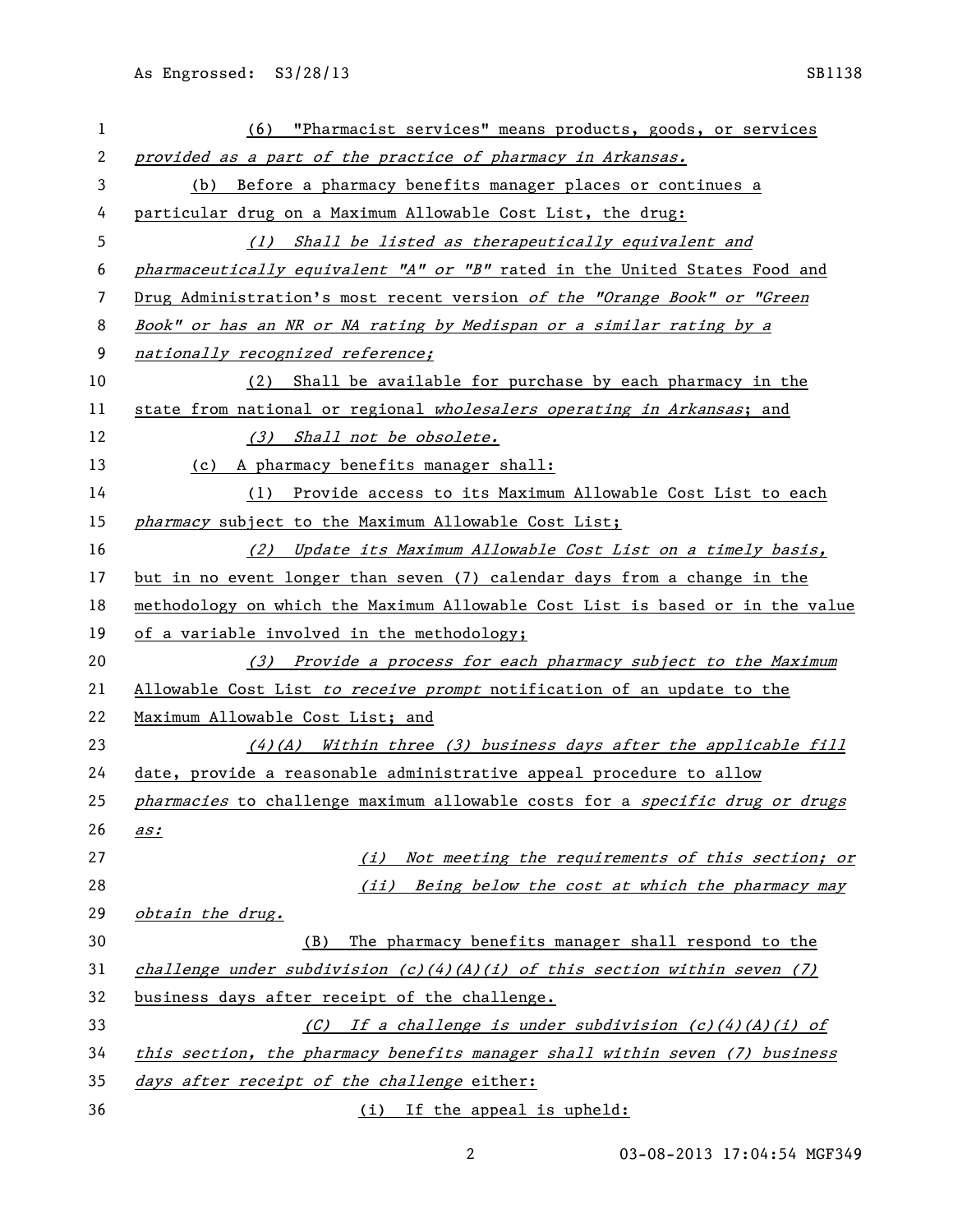(6) "Pharmacist services" means products, goods, or services *provided as a part of the practice of pharmacy in Arkansas.*

(b) Before a pharmacy benefits manager places or continues a particular drug on a Maximum Allowable Cost List, the drug:

*(1) Shall be listed as therapeutically equivalent and pharmaceutically equivalent "A" or "B"* rated in the United States Food and Drug Administration's most recent version *of the "Orange Book" or "Green Book" or has an NR or NA rating by Medispan or a similar rating by a nationally recognized reference;*

(2) Shall be available for purchase by each pharmacy in the state from national or regional *wholesalers operating in Arkansas*; and

*(3) Shall not be obsolete.*

(c) A pharmacy benefits manager shall:

(1) Provide access to its Maximum Allowable Cost List to each *pharmacy* subject to the Maximum Allowable Cost List;

*(2) Update its Maximum Allowable Cost List on a timely basis,* but in no event longer than seven (7) calendar days from a change in the methodology on which the Maximum Allowable Cost List is based or in the value of a variable involved in the methodology;

*(3) Provide a process for each pharmacy subject to the Maximum* Allowable Cost List *to receive prompt* notification of an update to the Maximum Allowable Cost List; and

*(4)(A) Within three (3) business days after the applicable fill* date, provide a reasonable administrative appeal procedure to allow *pharmacies* to challenge maximum allowable costs for a *specific drug or drugs as:*

*(i) Not meeting the requirements of this section; or*

*(ii) Being below the cost at which the pharmacy may obtain the drug.*

(B) The pharmacy benefits manager shall respond to the *challenge under subdivision (c)(4)(A)(i) of this section within seven (7)* business days after receipt of the challenge.

*(C) If a challenge is under subdivision (c)(4)(A)(i) of this section, the pharmacy benefits manager shall within seven (7) business days after receipt of the challenge* either:

(i) If the appeal is upheld: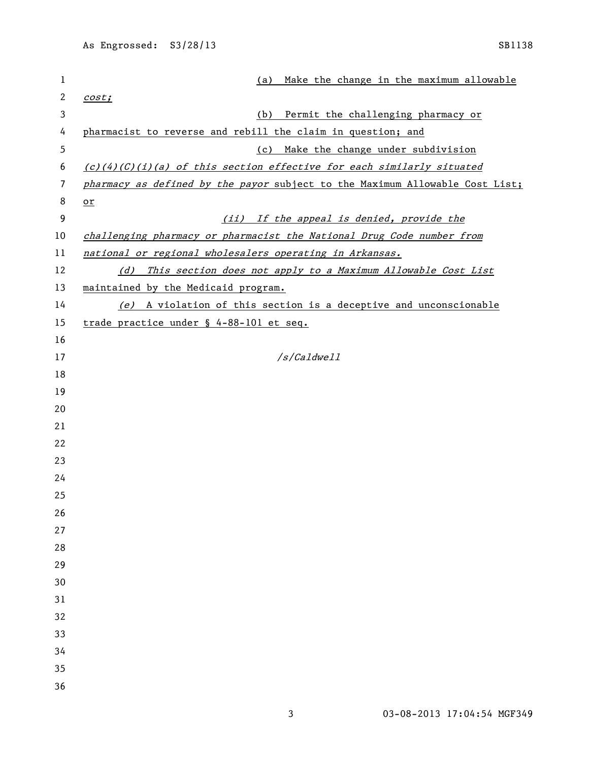(a) Make the change in the maximum allowable *cost;*

(b) Permit the challenging pharmacy or pharmacist to reverse and rebill the claim in question; and

(c) Make the change under subdivision *(c)(4)(C)(i)(a) of this section effective for each similarly situated pharmacy as defined by the payor* subject to the Maximum Allowable Cost List; or

*(ii) If the appeal is denied, provide the challenging pharmacy or pharmacist the National Drug Code number from national or regional wholesalers operating in Arkansas.*

*(d) This section does not apply to a Maximum Allowable Cost List* maintained by the Medicaid program.

*(e)* A violation of this section is a deceptive and unconscionable trade practice under § 4-88-101 et seq.

*/s/Caldwell*